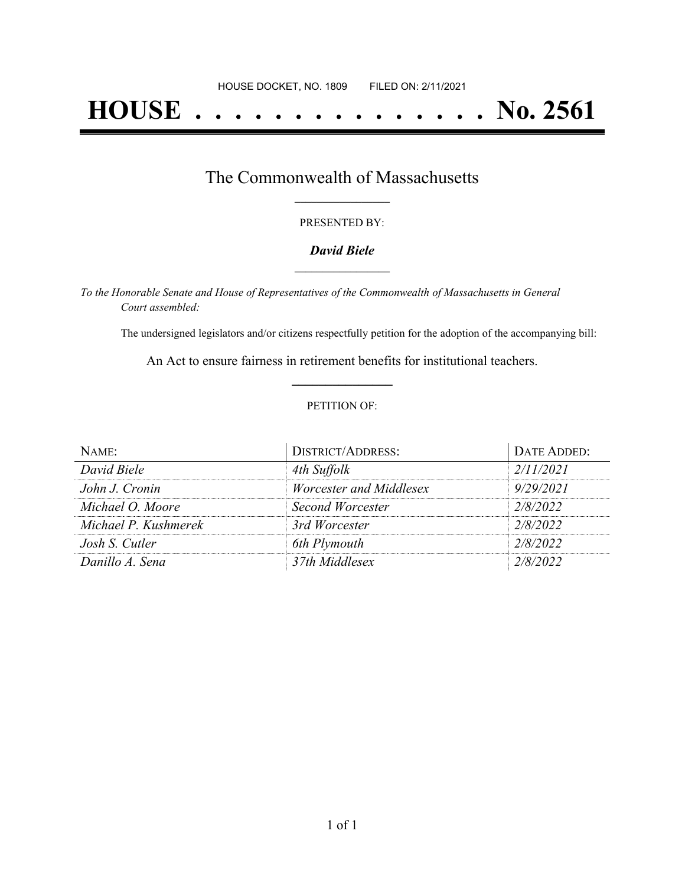HOUSE DOCKET, NO. 1809        FILED ON: 2/11/2021

# HOUSE . . . . . . . . . . . . . . . No. 2561

## The Commonwealth of Massachusetts

PRESENTED BY:

***David Biele***

*To the Honorable Senate and House of Representatives of the Commonwealth of Massachusetts in General Court assembled:*

The undersigned legislators and/or citizens respectfully petition for the adoption of the accompanying bill:

An Act to ensure fairness in retirement benefits for institutional teachers.

PETITION OF:

| NAME: | DISTRICT/ADDRESS: | DATE ADDED: |
|---|---|---|
| *David Biele* | *4th Suffolk* | *2/11/2021* |
| *John J. Cronin* | *Worcester and Middlesex* | *9/29/2021* |
| *Michael O. Moore* | *Second Worcester* | *2/8/2022* |
| *Michael P. Kushmerek* | *3rd Worcester* | *2/8/2022* |
| *Josh S. Cutler* | *6th Plymouth* | *2/8/2022* |
| *Danillo A. Sena* | *37th Middlesex* | *2/8/2022* |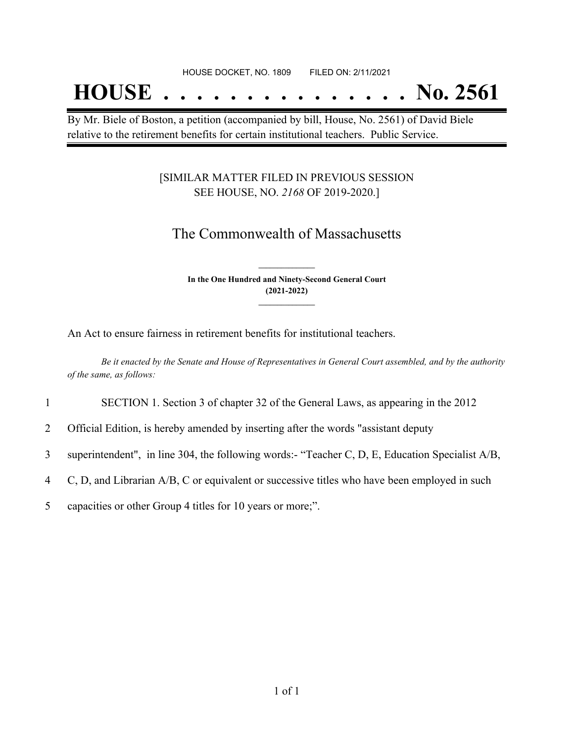HOUSE DOCKET, NO. 1809 FILED ON: 2/11/2021

# HOUSE . . . . . . . . . . . . . . . No. 2561

By Mr. Biele of Boston, a petition (accompanied by bill, House, No. 2561) of David Biele relative to the retirement benefits for certain institutional teachers. Public Service.

[SIMILAR MATTER FILED IN PREVIOUS SESSION SEE HOUSE, NO. *2168* OF 2019-2020.]

## The Commonwealth of Massachusetts

**In the One Hundred and Ninety-Second General Court (2021-2022)**

An Act to ensure fairness in retirement benefits for institutional teachers.

*Be it enacted by the Senate and House of Representatives in General Court assembled, and by the authority of the same, as follows:*

1 SECTION 1. Section 3 of chapter 32 of the General Laws, as appearing in the 2012
2 Official Edition, is hereby amended by inserting after the words "assistant deputy
3 superintendent", in line 304, the following words:- "Teacher C, D, E, Education Specialist A/B,
4 C, D, and Librarian A/B, C or equivalent or successive titles who have been employed in such
5 capacities or other Group 4 titles for 10 years or more;".